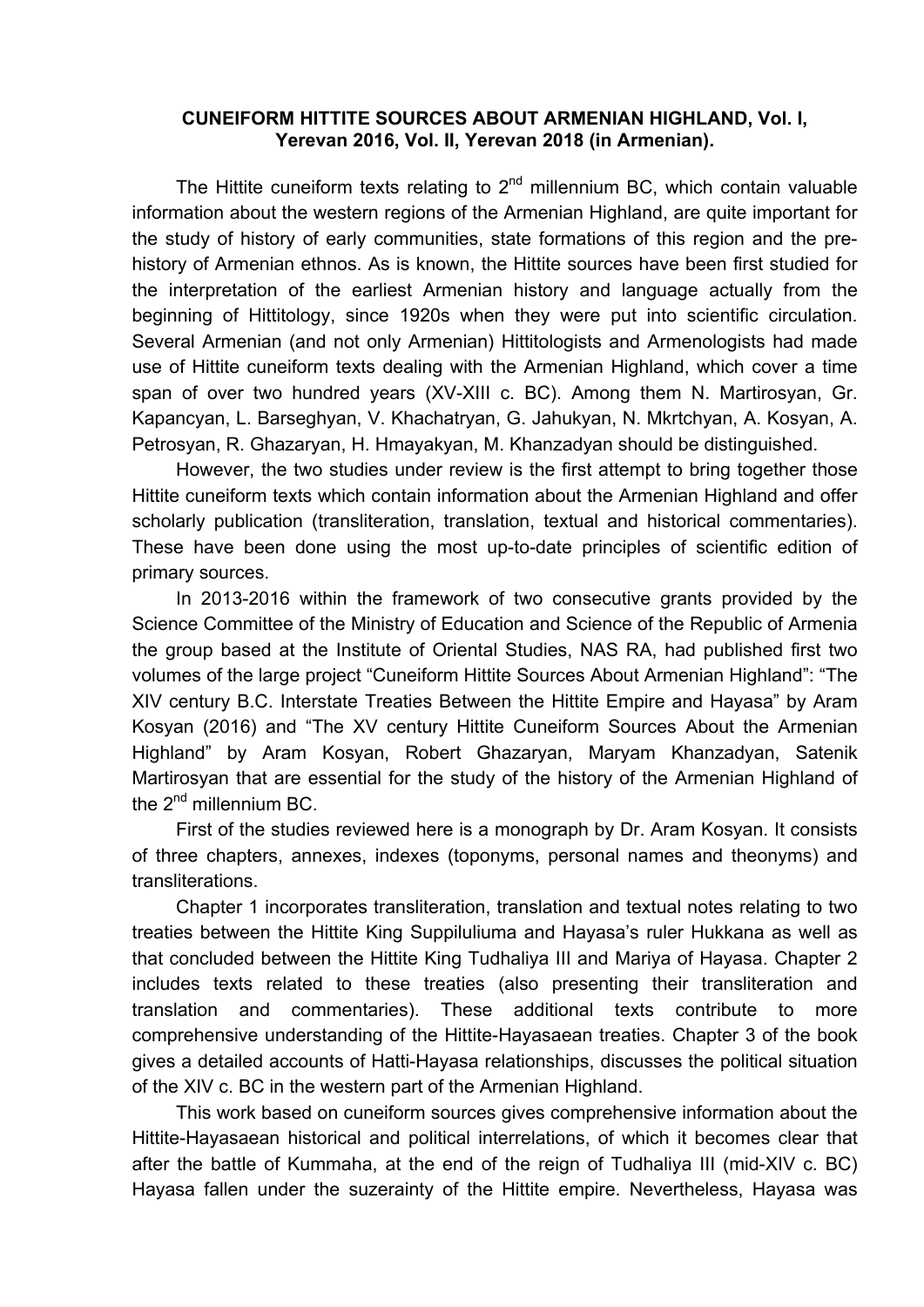**CUNEIFORM HITTITE SOURCES ABOUT ARMENIAN HIGHLAND, Vol. I, Yerevan 2016, Vol. II, Yerevan 2018 (in Armenian).**

The Hittite cuneiform texts relating to 2nd millennium BC, which contain valuable information about the western regions of the Armenian Highland, are quite important for the study of history of early communities, state formations of this region and the pre-history of Armenian ethnos. As is known, the Hittite sources have been first studied for the interpretation of the earliest Armenian history and language actually from the beginning of Hittitology, since 1920s when they were put into scientific circulation. Several Armenian (and not only Armenian) Hittitologists and Armenologists had made use of Hittite cuneiform texts dealing with the Armenian Highland, which cover a time span of over two hundred years (XV-XIII c. BC). Among them N. Martirosyan, Gr. Kapancyan, L. Barseghyan, V. Khachatryan, G. Jahukyan, N. Mkrtchyan, A. Kosyan, A. Petrosyan, R. Ghazaryan, H. Hmayakyan, M. Khanzadyan should be distinguished.

However, the two studies under review is the first attempt to bring together those Hittite cuneiform texts which contain information about the Armenian Highland and offer scholarly publication (transliteration, translation, textual and historical commentaries). These have been done using the most up-to-date principles of scientific edition of primary sources.

In 2013-2016 within the framework of two consecutive grants provided by the Science Committee of the Ministry of Education and Science of the Republic of Armenia the group based at the Institute of Oriental Studies, NAS RA, had published first two volumes of the large project "Cuneiform Hittite Sources About Armenian Highland": "The XIV century B.C. Interstate Treaties Between the Hittite Empire and Hayasa" by Aram Kosyan (2016) and "The XV century Hittite Cuneiform Sources About the Armenian Highland" by Aram Kosyan, Robert Ghazaryan, Maryam Khanzadyan, Satenik Martirosyan that are essential for the study of the history of the Armenian Highland of the 2nd millennium BC.

First of the studies reviewed here is a monograph by Dr. Aram Kosyan. It consists of three chapters, annexes, indexes (toponyms, personal names and theonyms) and transliterations.

Chapter 1 incorporates transliteration, translation and textual notes relating to two treaties between the Hittite King Suppiluliuma and Hayasa's ruler Hukkana as well as that concluded between the Hittite King Tudhaliya III and Mariya of Hayasa. Chapter 2 includes texts related to these treaties (also presenting their transliteration and translation and commentaries). These additional texts contribute to more comprehensive understanding of the Hittite-Hayasaean treaties. Chapter 3 of the book gives a detailed accounts of Hatti-Hayasa relationships, discusses the political situation of the XIV c. BC in the western part of the Armenian Highland.

This work based on cuneiform sources gives comprehensive information about the Hittite-Hayasaean historical and political interrelations, of which it becomes clear that after the battle of Kummaha, at the end of the reign of Tudhaliya III (mid-XIV c. BC) Hayasa fallen under the suzerainty of the Hittite empire. Nevertheless, Hayasa was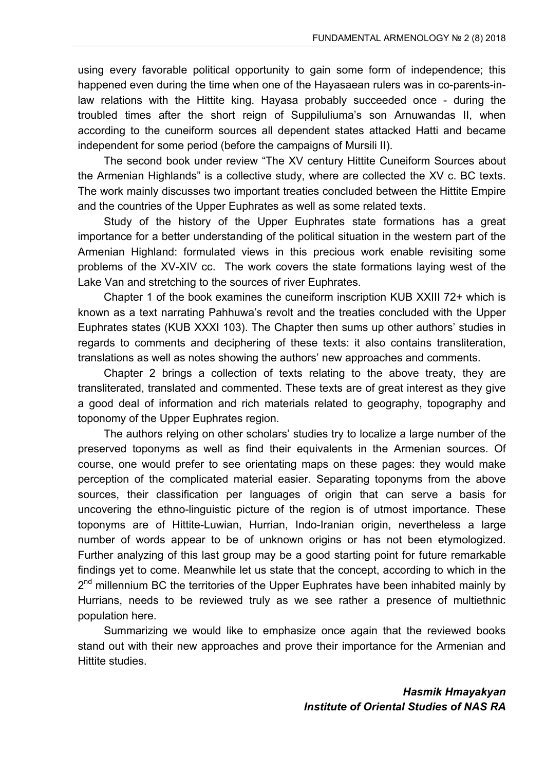using every favorable political opportunity to gain some form of independence; this happened even during the time when one of the Hayasaean rulers was in co-parents-in-law relations with the Hittite king. Hayasa probably succeeded once - during the troubled times after the short reign of Suppiluliuma's son Arnuwandas II, when according to the cuneiform sources all dependent states attacked Hatti and became independent for some period (before the campaigns of Mursili II).

The second book under review "The XV century Hittite Cuneiform Sources about the Armenian Highlands" is a collective study, where are collected the XV c. BC texts. The work mainly discusses two important treaties concluded between the Hittite Empire and the countries of the Upper Euphrates as well as some related texts.

Study of the history of the Upper Euphrates state formations has a great importance for a better understanding of the political situation in the western part of the Armenian Highland: formulated views in this precious work enable revisiting some problems of the XV-XIV cc. The work covers the state formations laying west of the Lake Van and stretching to the sources of river Euphrates.

Chapter 1 of the book examines the cuneiform inscription KUB XXIII 72+ which is known as a text narrating Pahhuwa's revolt and the treaties concluded with the Upper Euphrates states (KUB XXXI 103). The Chapter then sums up other authors' studies in regards to comments and deciphering of these texts: it also contains transliteration, translations as well as notes showing the authors' new approaches and comments.

Chapter 2 brings a collection of texts relating to the above treaty, they are transliterated, translated and commented. These texts are of great interest as they give a good deal of information and rich materials related to geography, topography and toponomy of the Upper Euphrates region.

The authors relying on other scholars' studies try to localize a large number of the preserved toponyms as well as find their equivalents in the Armenian sources. Of course, one would prefer to see orientating maps on these pages: they would make perception of the complicated material easier. Separating toponyms from the above sources, their classification per languages of origin that can serve a basis for uncovering the ethno-linguistic picture of the region is of utmost importance. These toponyms are of Hittite-Luwian, Hurrian, Indo-Iranian origin, nevertheless a large number of words appear to be of unknown origins or has not been etymologized. Further analyzing of this last group may be a good starting point for future remarkable findings yet to come. Meanwhile let us state that the concept, according to which in the 2nd millennium BC the territories of the Upper Euphrates have been inhabited mainly by Hurrians, needs to be reviewed truly as we see rather a presence of multiethnic population here.

Summarizing we would like to emphasize once again that the reviewed books stand out with their new approaches and prove their importance for the Armenian and Hittite studies.

***Hasmik Hmayakyan***
***Institute of Oriental Studies of NAS RA***